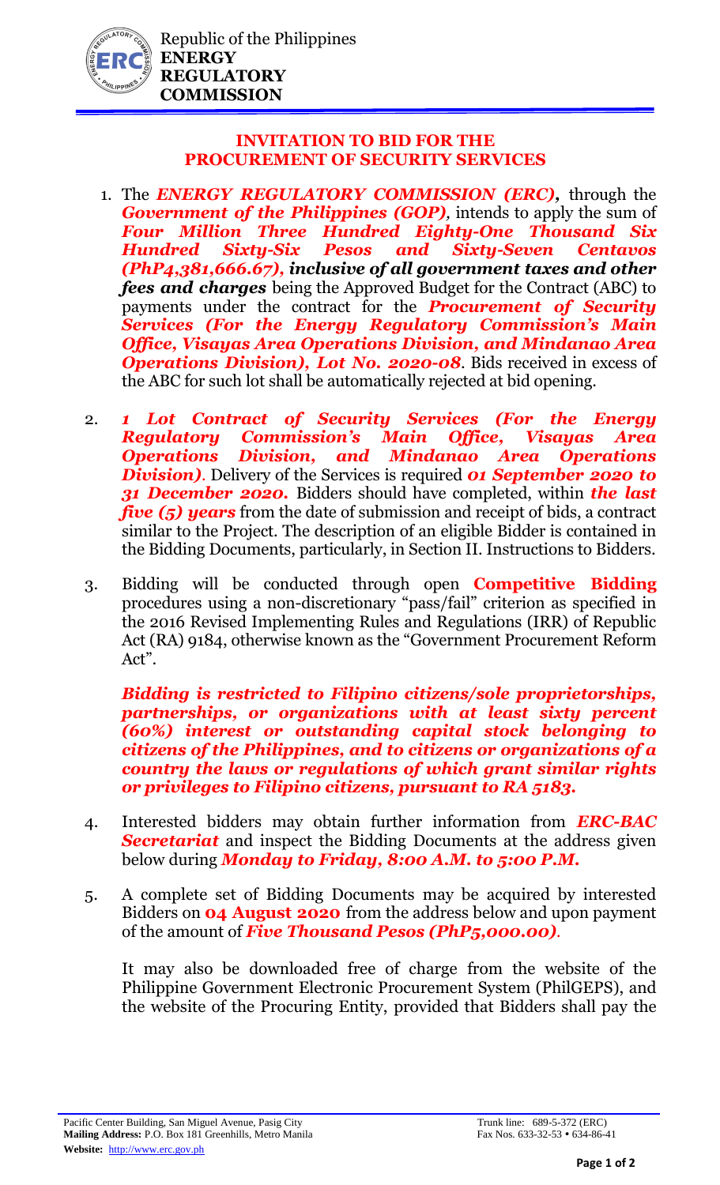Republic of the Philippines
**ENERGY REGULATORY COMMISSION**

## INVITATION TO BID FOR THE PROCUREMENT OF SECURITY SERVICES

1. The ***ENERGY REGULATORY COMMISSION (ERC),*** through the ***Government of the Philippines (GOP),*** intends to apply the sum of ***Four Million Three Hundred Eighty-One Thousand Six Hundred Sixty-Six Pesos and Sixty-Seven Centavos (PhP4,381,666.67), inclusive of all government taxes and other fees and charges*** being the Approved Budget for the Contract (ABC) to payments under the contract for the ***Procurement of Security Services (For the Energy Regulatory Commission's Main Office, Visayas Area Operations Division, and Mindanao Area Operations Division), Lot No. 2020-08***. Bids received in excess of the ABC for such lot shall be automatically rejected at bid opening.

2. ***1 Lot Contract of Security Services (For the Energy Regulatory Commission's Main Office, Visayas Area Operations Division, and Mindanao Area Operations Division)***. Delivery of the Services is required ***01 September 2020 to 31 December 2020.*** Bidders should have completed, within ***the last five (5) years*** from the date of submission and receipt of bids, a contract similar to the Project. The description of an eligible Bidder is contained in the Bidding Documents, particularly, in Section II. Instructions to Bidders.

3. Bidding will be conducted through open **Competitive Bidding** procedures using a non-discretionary "pass/fail" criterion as specified in the 2016 Revised Implementing Rules and Regulations (IRR) of Republic Act (RA) 9184, otherwise known as the "Government Procurement Reform Act".

   ***Bidding is restricted to Filipino citizens/sole proprietorships, partnerships, or organizations with at least sixty percent (60%) interest or outstanding capital stock belonging to citizens of the Philippines, and to citizens or organizations of a country the laws or regulations of which grant similar rights or privileges to Filipino citizens, pursuant to RA 5183.***

4. Interested bidders may obtain further information from ***ERC-BAC Secretariat*** and inspect the Bidding Documents at the address given below during ***Monday to Friday, 8:00 A.M. to 5:00 P.M.***

5. A complete set of Bidding Documents may be acquired by interested Bidders on **04 August 2020** from the address below and upon payment of the amount of ***Five Thousand Pesos (PhP5,000.00)***.

   It may also be downloaded free of charge from the website of the Philippine Government Electronic Procurement System (PhilGEPS), and the website of the Procuring Entity, provided that Bidders shall pay the

Pacific Center Building, San Miguel Avenue, Pasig City
**Mailing Address:** P.O. Box 181 Greenhills, Metro Manila
**Website:** http://www.erc.gov.ph

Trunk line: 689-5-372 (ERC)
Fax Nos. 633-32-53 • 634-86-41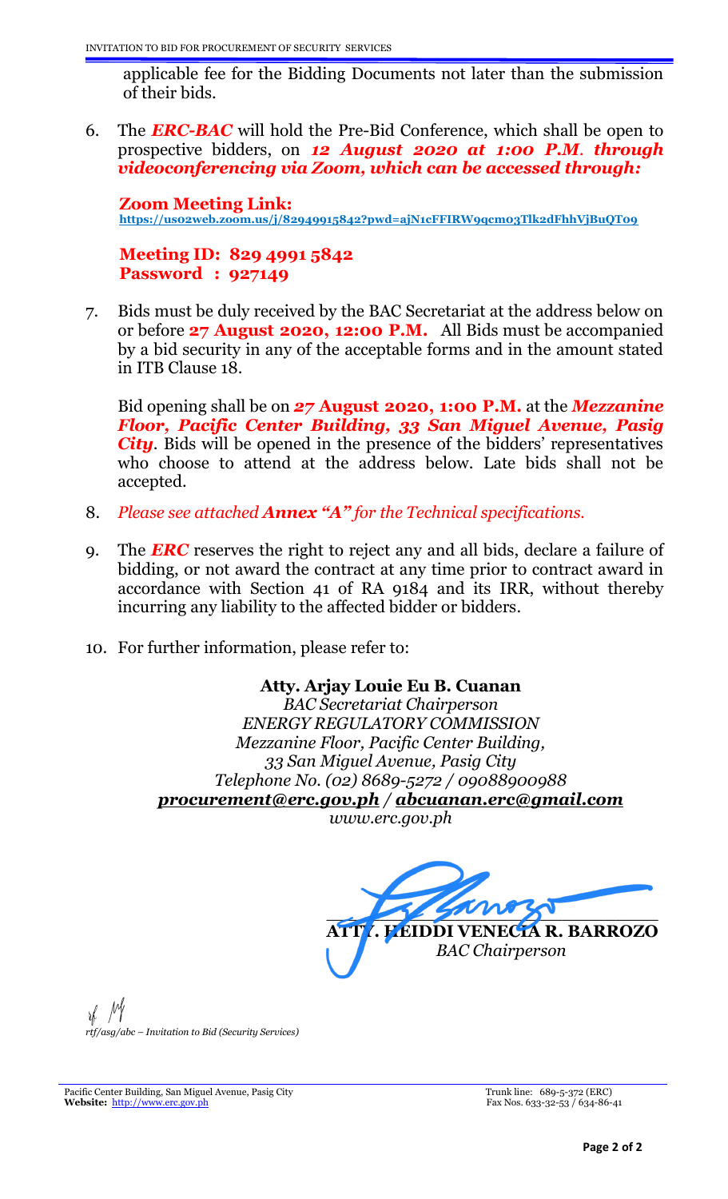applicable fee for the Bidding Documents not later than the submission of their bids.

6. The ***ERC-BAC*** will hold the Pre-Bid Conference, which shall be open to prospective bidders, on ***12 August 2020 at 1:00 P.M. through videoconferencing via Zoom, which can be accessed through:***

   **Zoom Meeting Link:**
   **https://us02web.zoom.us/j/82949915842?pwd=ajN1cFFIRW9qcm03Tlk2dFhhVjBuQT09**

   **Meeting ID: 829 4991 5842**
   **Password : 927149**

7. Bids must be duly received by the BAC Secretariat at the address below on or before **27 August 2020, 12:00 P.M.** All Bids must be accompanied by a bid security in any of the acceptable forms and in the amount stated in ITB Clause 18.

   Bid opening shall be on ***27* August 2020, 1:00 P.M.** at the ***Mezzanine Floor, Pacific Center Building, 33 San Miguel Avenue, Pasig City***. Bids will be opened in the presence of the bidders' representatives who choose to attend at the address below. Late bids shall not be accepted.

8. *Please see attached **Annex "A"** for the Technical specifications.*

9. The ***ERC*** reserves the right to reject any and all bids, declare a failure of bidding, or not award the contract at any time prior to contract award in accordance with Section 41 of RA 9184 and its IRR, without thereby incurring any liability to the affected bidder or bidders.

10. For further information, please refer to:

**Atty. Arjay Louie Eu B. Cuanan**
*BAC Secretariat Chairperson*
*ENERGY REGULATORY COMMISSION*
*Mezzanine Floor, Pacific Center Building,*
*33 San Miguel Avenue, Pasig City*
*Telephone No. (02) 8689-5272 / 09088900988*
***procurement@erc.gov.ph / abcuanan.erc@gmail.com***
*www.erc.gov.ph*

**ATTY. HEIDDI VENECIA R. BARROZO**
*BAC Chairperson*

*rtf/asg/abc – Invitation to Bid (Security Services)*

Pacific Center Building, San Miguel Avenue, Pasig City
**Website:** http://www.erc.gov.ph

Trunk line: 689-5-372 (ERC)
Fax Nos. 633-32-53 / 634-86-41